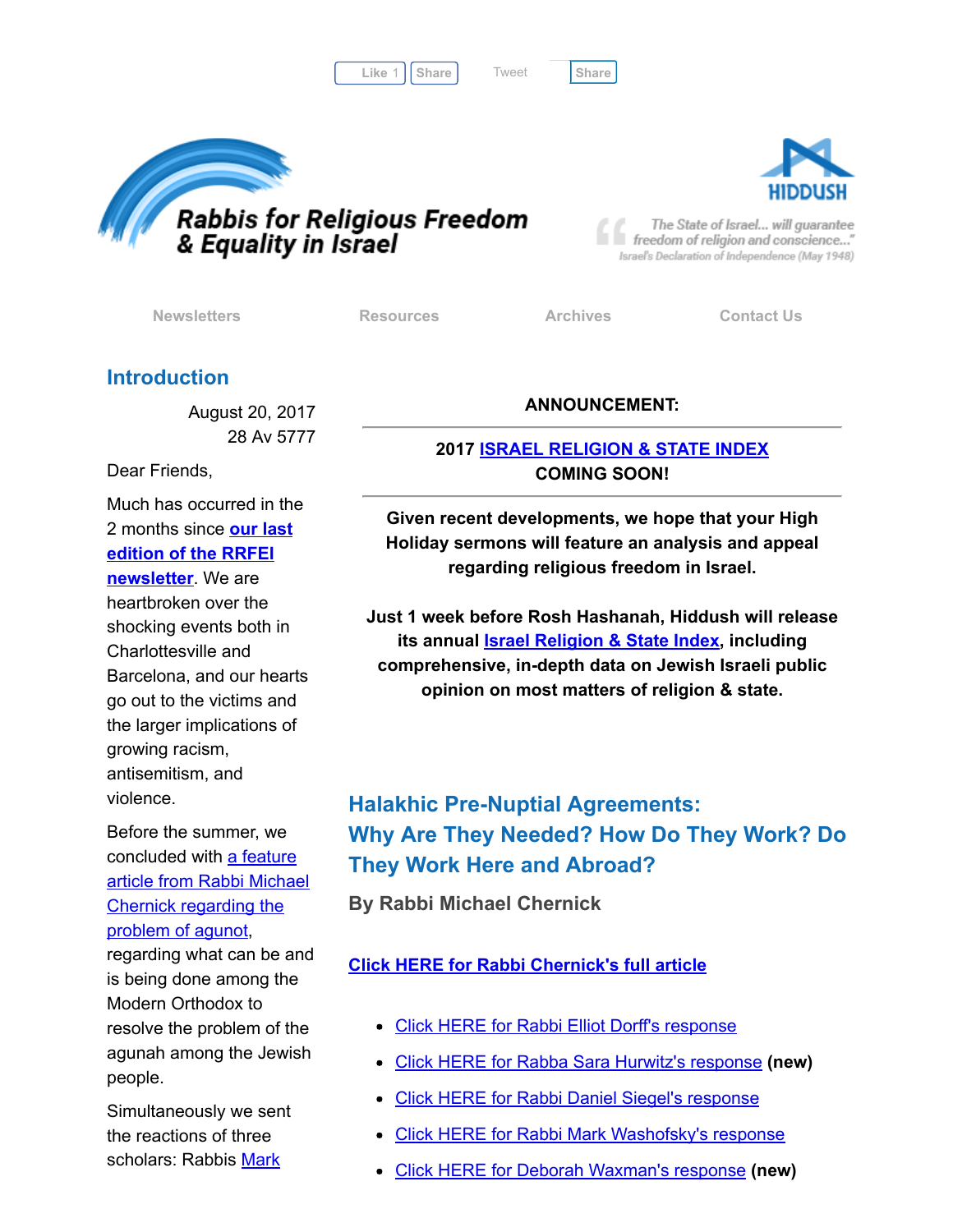Like 1 Share Tweet Share

# Rabbis for Religious Freedom & Equality in Israel

HIDDUSH

*"The State of Israel... will guarantee freedom of religion and conscience..."*
*Israel's Declaration of Independence (May 1948)*

Newsletters | Resources | Archives | Contact Us

## Introduction

August 20, 2017
28 Av 5777

Dear Friends,

Much has occurred in the 2 months since **[our last edition of the RRFEI newsletter]()**. We are heartbroken over the shocking events both in Charlottesville and Barcelona, and our hearts go out to the victims and the larger implications of growing racism, antisemitism, and violence.

Before the summer, we concluded with [a feature article from Rabbi Michael Chernick regarding the problem of agunot](), regarding what can be and is being done among the Modern Orthodox to resolve the problem of the agunah among the Jewish people.

Simultaneously we sent the reactions of three scholars: Rabbis [Mark]()

**ANNOUNCEMENT:**

**2017 [ISRAEL RELIGION & STATE INDEX]() COMING SOON!**

**Given recent developments, we hope that your High Holiday sermons will feature an analysis and appeal regarding religious freedom in Israel.**

**Just 1 week before Rosh Hashanah, Hiddush will release its annual [Israel Religion & State Index](), including comprehensive, in-depth data on Jewish Israeli public opinion on most matters of religion & state.**

## Halakhic Pre-Nuptial Agreements: Why Are They Needed? How Do They Work? Do They Work Here and Abroad?

**By Rabbi Michael Chernick**

**[Click HERE for Rabbi Chernick's full article]()**

- [Click HERE for Rabbi Elliot Dorff's response]()
- [Click HERE for Rabba Sara Hurwitz's response]() **(new)**
- [Click HERE for Rabbi Daniel Siegel's response]()
- [Click HERE for Rabbi Mark Washofsky's response]()
- [Click HERE for Deborah Waxman's response]() **(new)**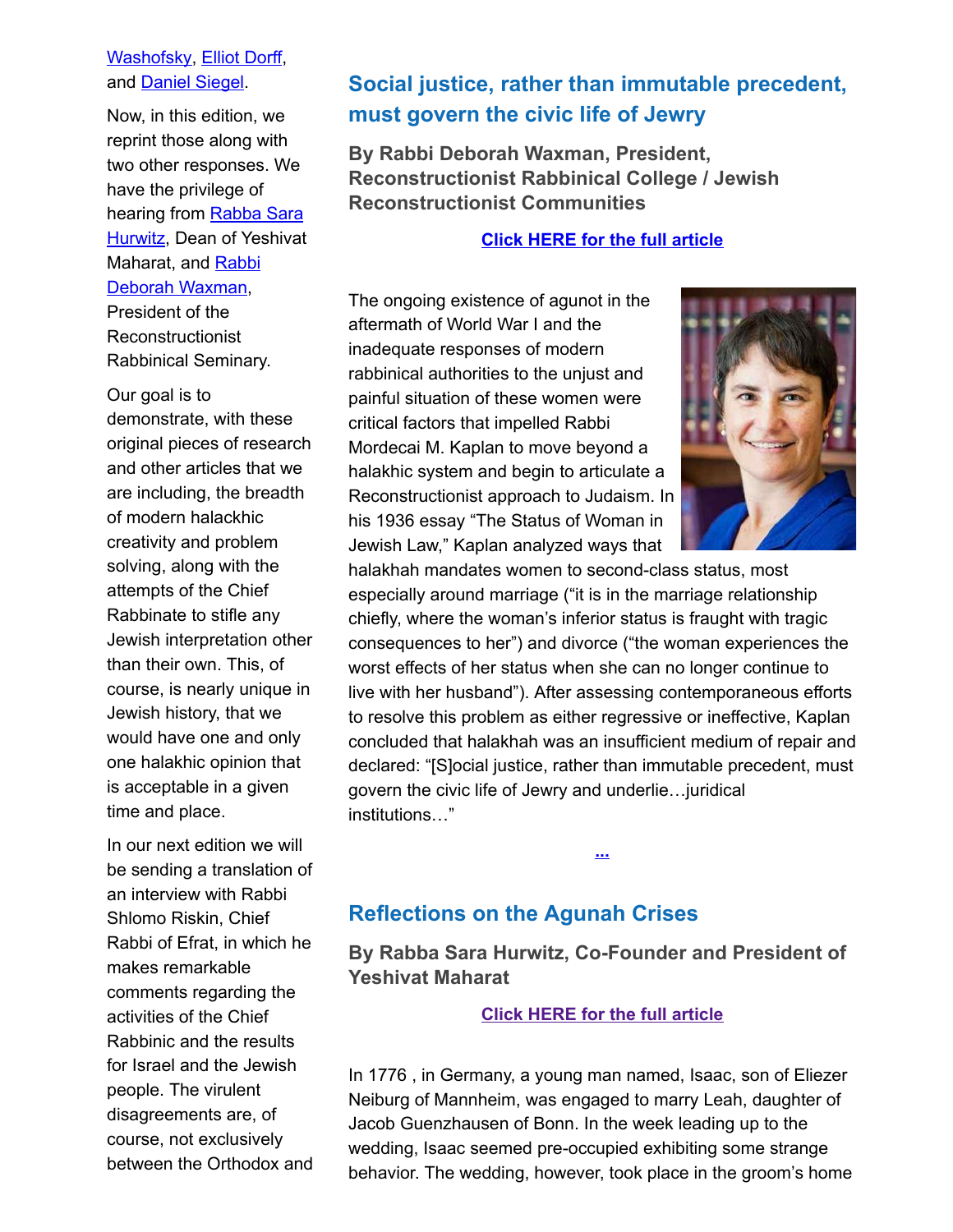Washofsky, Elliot Dorff, and Daniel Siegel.

Now, in this edition, we reprint those along with two other responses. We have the privilege of hearing from Rabba Sara Hurwitz, Dean of Yeshivat Maharat, and Rabbi Deborah Waxman, President of the Reconstructionist Rabbinical Seminary.

Our goal is to demonstrate, with these original pieces of research and other articles that we are including, the breadth of modern halackhic creativity and problem solving, along with the attempts of the Chief Rabbinate to stifle any Jewish interpretation other than their own. This, of course, is nearly unique in Jewish history, that we would have one and only one halakhic opinion that is acceptable in a given time and place.

In our next edition we will be sending a translation of an interview with Rabbi Shlomo Riskin, Chief Rabbi of Efrat, in which he makes remarkable comments regarding the activities of the Chief Rabbinic and the results for Israel and the Jewish people. The virulent disagreements are, of course, not exclusively between the Orthodox and

## Social justice, rather than immutable precedent, must govern the civic life of Jewry

**By Rabbi Deborah Waxman, President, Reconstructionist Rabbinical College / Jewish Reconstructionist Communities**

**Click HERE for the full article**

The ongoing existence of agunot in the aftermath of World War I and the inadequate responses of modern rabbinical authorities to the unjust and painful situation of these women were critical factors that impelled Rabbi Mordecai M. Kaplan to move beyond a halakhic system and begin to articulate a Reconstructionist approach to Judaism. In his 1936 essay "The Status of Woman in Jewish Law," Kaplan analyzed ways that halakhah mandates women to second-class status, most especially around marriage ("it is in the marriage relationship chiefly, where the woman's inferior status is fraught with tragic consequences to her") and divorce ("the woman experiences the worst effects of her status when she can no longer continue to live with her husband"). After assessing contemporaneous efforts to resolve this problem as either regressive or ineffective, Kaplan concluded that halakhah was an insufficient medium of repair and declared: "[S]ocial justice, rather than immutable precedent, must govern the civic life of Jewry and underlie…juridical institutions…"

...

## Reflections on the Agunah Crises

**By Rabba Sara Hurwitz, Co-Founder and President of Yeshivat Maharat**

**Click HERE for the full article**

In 1776 , in Germany, a young man named, Isaac, son of Eliezer Neiburg of Mannheim, was engaged to marry Leah, daughter of Jacob Guenzhausen of Bonn. In the week leading up to the wedding, Isaac seemed pre-occupied exhibiting some strange behavior. The wedding, however, took place in the groom's home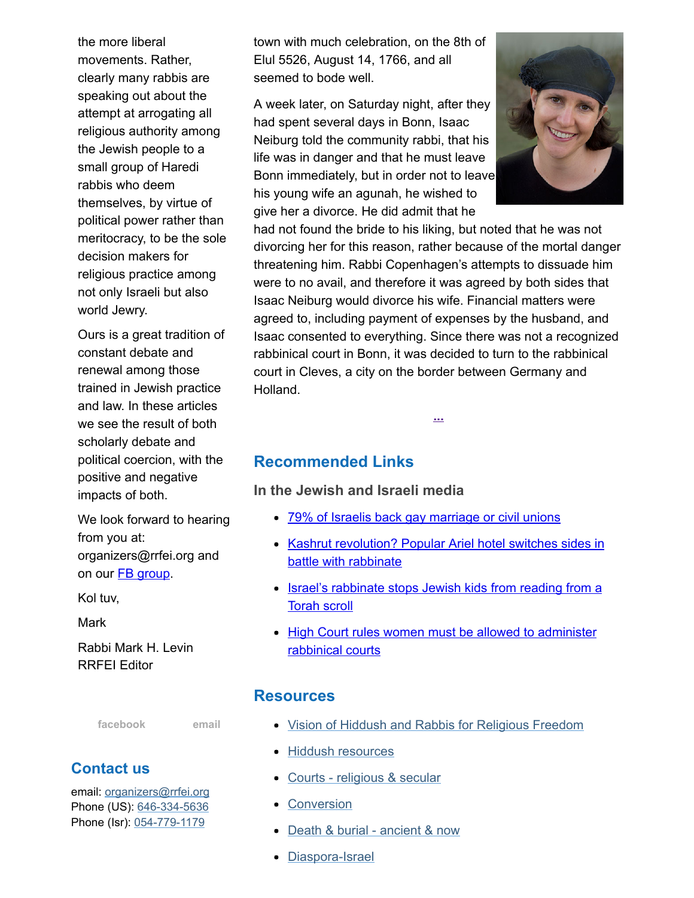the more liberal movements. Rather, clearly many rabbis are speaking out about the attempt at arrogating all religious authority among the Jewish people to a small group of Haredi rabbis who deem themselves, by virtue of political power rather than meritocracy, to be the sole decision makers for religious practice among not only Israeli but also world Jewry.

Ours is a great tradition of constant debate and renewal among those trained in Jewish practice and law. In these articles we see the result of both scholarly debate and political coercion, with the positive and negative impacts of both.

We look forward to hearing from you at: organizers@rrfei.org and on our FB group.

Kol tuv,

Mark

Rabbi Mark H. Levin
RRFEI Editor

facebook email

## Contact us

email: organizers@rrfei.org
Phone (US): 646-334-5636
Phone (Isr): 054-779-1179

town with much celebration, on the 8th of Elul 5526, August 14, 1766, and all seemed to bode well.

A week later, on Saturday night, after they had spent several days in Bonn, Isaac Neiburg told the community rabbi, that his life was in danger and that he must leave Bonn immediately, but in order not to leave his young wife an agunah, he wished to give her a divorce. He did admit that he had not found the bride to his liking, but noted that he was not divorcing her for this reason, rather because of the mortal danger threatening him. Rabbi Copenhagen's attempts to dissuade him were to no avail, and therefore it was agreed by both sides that Isaac Neiburg would divorce his wife. Financial matters were agreed to, including payment of expenses by the husband, and Isaac consented to everything. Since there was not a recognized rabbinical court in Bonn, it was decided to turn to the rabbinical court in Cleves, a city on the border between Germany and Holland.

...

## Recommended Links

### In the Jewish and Israeli media

- 79% of Israelis back gay marriage or civil unions
- Kashrut revolution? Popular Ariel hotel switches sides in battle with rabbinate
- Israel's rabbinate stops Jewish kids from reading from a Torah scroll
- High Court rules women must be allowed to administer rabbinical courts

## Resources

- Vision of Hiddush and Rabbis for Religious Freedom
- Hiddush resources
- Courts - religious & secular
- Conversion
- Death & burial - ancient & now
- Diaspora-Israel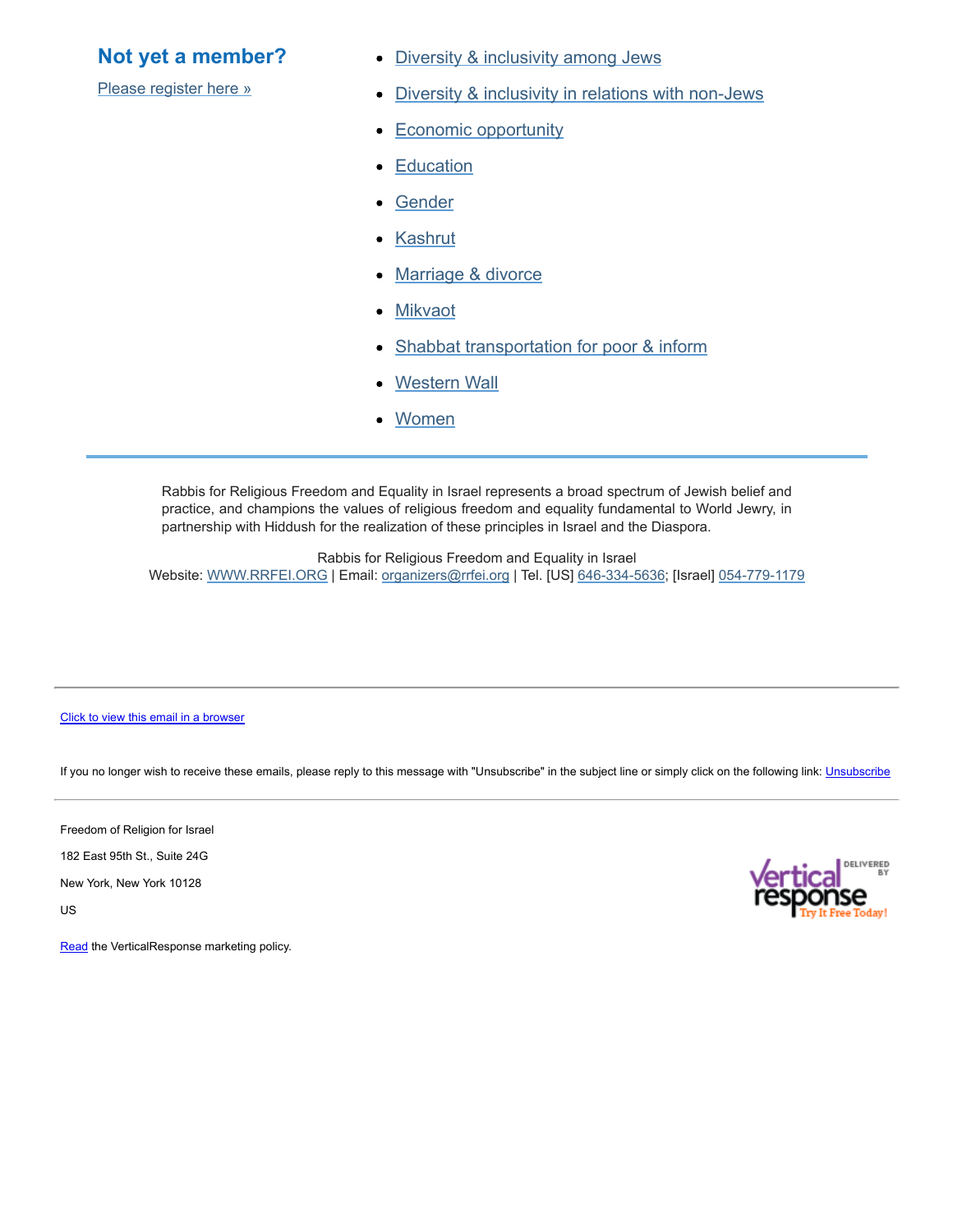## Not yet a member?

Please register here »

- Diversity & inclusivity among Jews
- Diversity & inclusivity in relations with non-Jews
- Economic opportunity
- Education
- Gender
- Kashrut
- Marriage & divorce
- Mikvaot
- Shabbat transportation for poor & inform
- Western Wall
- Women

---

Rabbis for Religious Freedom and Equality in Israel represents a broad spectrum of Jewish belief and practice, and champions the values of religious freedom and equality fundamental to World Jewry, in partnership with Hiddush for the realization of these principles in Israel and the Diaspora.

Rabbis for Religious Freedom and Equality in Israel
Website: WWW.RRFEI.ORG | Email: organizers@rrfei.org | Tel. [US] 646-334-5636; [Israel] 054-779-1179

---

Click to view this email in a browser

If you no longer wish to receive these emails, please reply to this message with "Unsubscribe" in the subject line or simply click on the following link: Unsubscribe

---

Freedom of Religion for Israel

182 East 95th St., Suite 24G

New York, New York 10128

US

Read the VerticalResponse marketing policy.

Vertical response DELIVERED BY Try It Free Today!